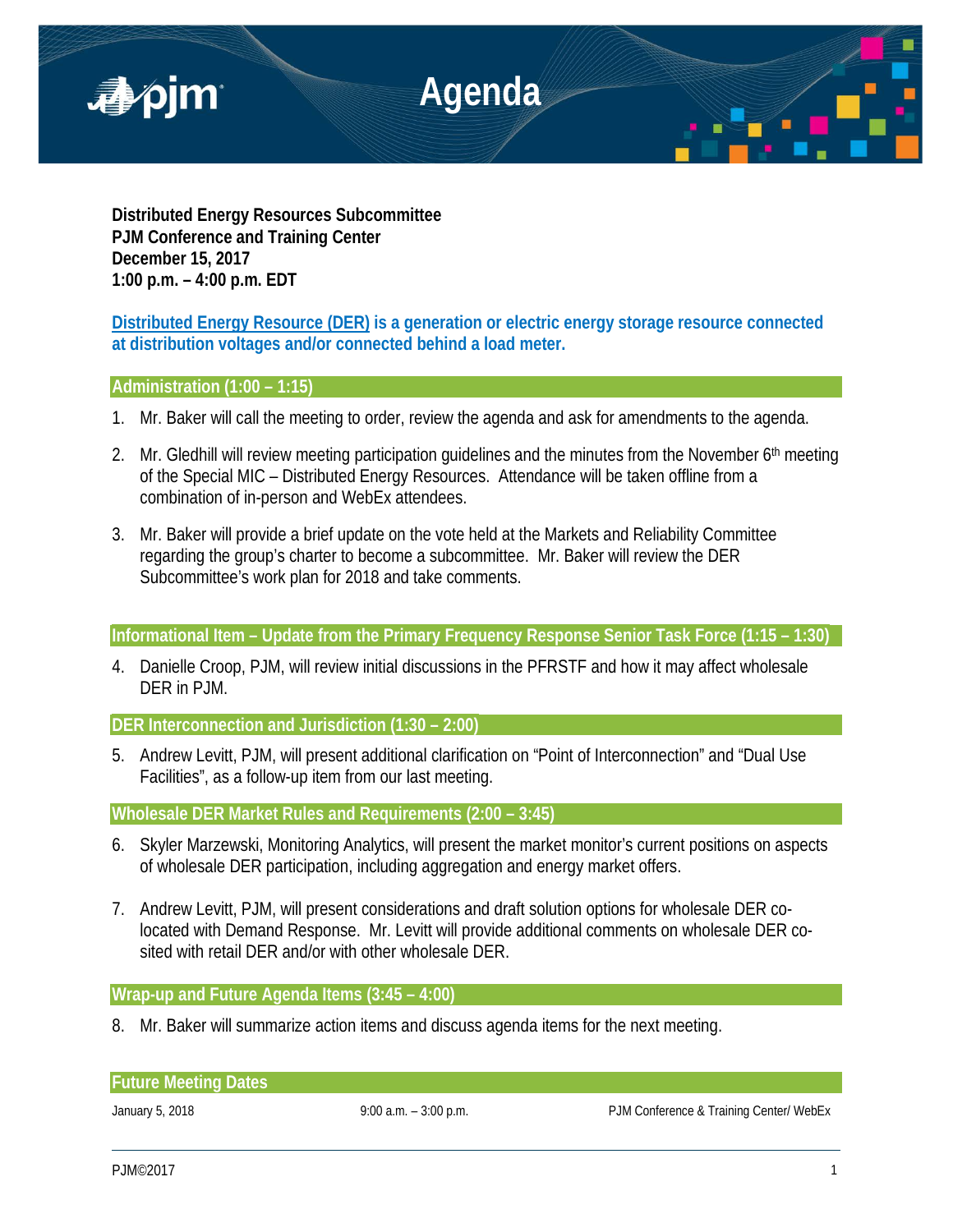# Agenda

**Distributed Energy Resources Subcommittee**
**PJM Conference and Training Center**
**December 15, 2017**
**1:00 p.m. – 4:00 p.m. EDT**

**Distributed Energy Resource (DER) is a generation or electric energy storage resource connected at distribution voltages and/or connected behind a load meter.**

## Administration (1:00 – 1:15)

1. Mr. Baker will call the meeting to order, review the agenda and ask for amendments to the agenda.

2. Mr. Gledhill will review meeting participation guidelines and the minutes from the November 6th meeting of the Special MIC – Distributed Energy Resources. Attendance will be taken offline from a combination of in-person and WebEx attendees.

3. Mr. Baker will provide a brief update on the vote held at the Markets and Reliability Committee regarding the group's charter to become a subcommittee. Mr. Baker will review the DER Subcommittee's work plan for 2018 and take comments.

## Informational Item – Update from the Primary Frequency Response Senior Task Force (1:15 – 1:30)

4. Danielle Croop, PJM, will review initial discussions in the PFRSTF and how it may affect wholesale DER in PJM.

## DER Interconnection and Jurisdiction (1:30 – 2:00)

5. Andrew Levitt, PJM, will present additional clarification on "Point of Interconnection" and "Dual Use Facilities", as a follow-up item from our last meeting.

## Wholesale DER Market Rules and Requirements (2:00 – 3:45)

6. Skyler Marzewski, Monitoring Analytics, will present the market monitor's current positions on aspects of wholesale DER participation, including aggregation and energy market offers.

7. Andrew Levitt, PJM, will present considerations and draft solution options for wholesale DER co-located with Demand Response. Mr. Levitt will provide additional comments on wholesale DER co-sited with retail DER and/or with other wholesale DER.

## Wrap-up and Future Agenda Items (3:45 – 4:00)

8. Mr. Baker will summarize action items and discuss agenda items for the next meeting.

## Future Meeting Dates

| | | |
|---|---|---|
| January 5, 2018 | 9:00 a.m. – 3:00 p.m. | PJM Conference & Training Center/ WebEx |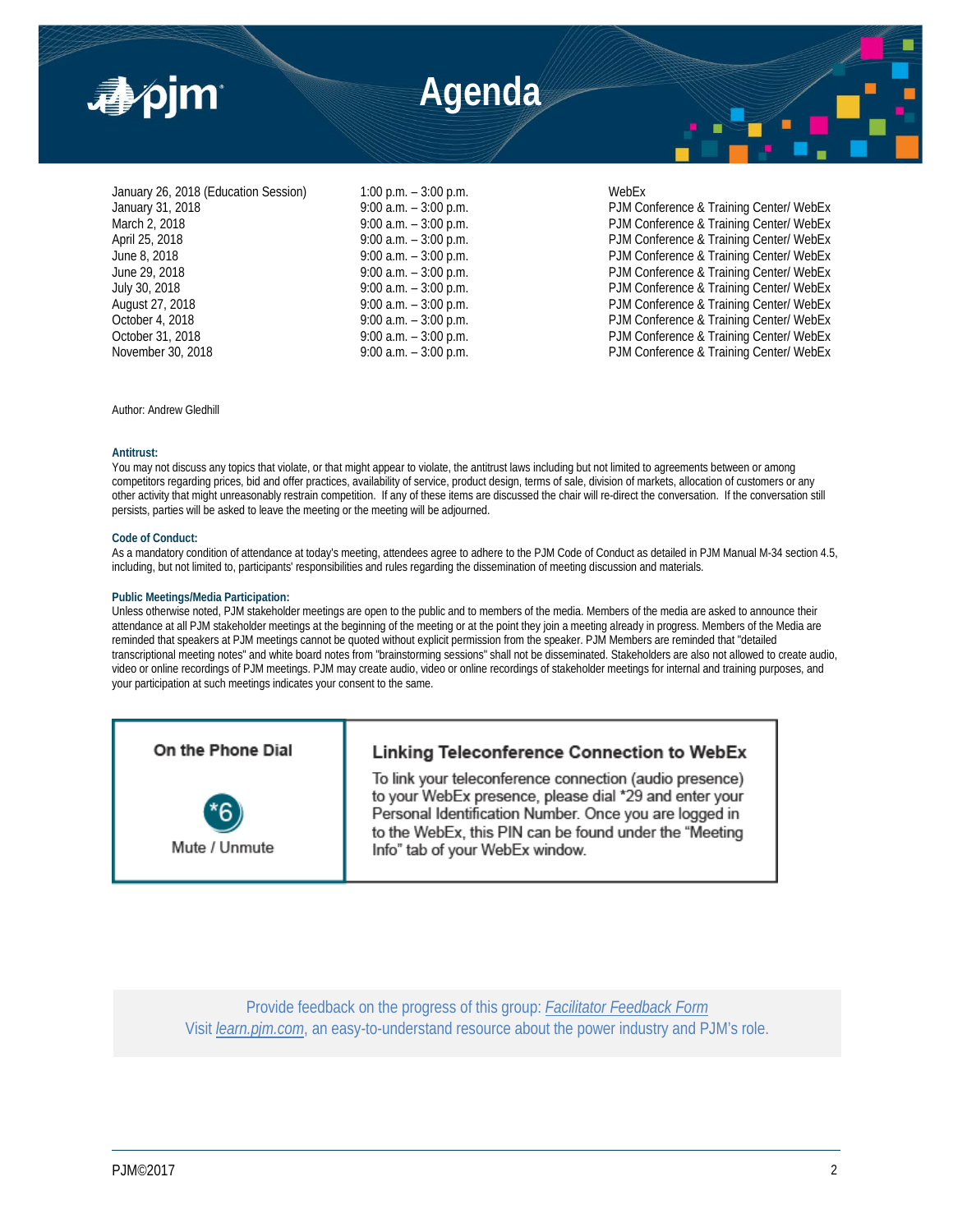# Agenda

| | | |
|---|---|---|
| January 26, 2018 (Education Session) | 1:00 p.m. – 3:00 p.m. | WebEx |
| January 31, 2018 | 9:00 a.m. – 3:00 p.m. | PJM Conference & Training Center/ WebEx |
| March 2, 2018 | 9:00 a.m. – 3:00 p.m. | PJM Conference & Training Center/ WebEx |
| April 25, 2018 | 9:00 a.m. – 3:00 p.m. | PJM Conference & Training Center/ WebEx |
| June 8, 2018 | 9:00 a.m. – 3:00 p.m. | PJM Conference & Training Center/ WebEx |
| June 29, 2018 | 9:00 a.m. – 3:00 p.m. | PJM Conference & Training Center/ WebEx |
| July 30, 2018 | 9:00 a.m. – 3:00 p.m. | PJM Conference & Training Center/ WebEx |
| August 27, 2018 | 9:00 a.m. – 3:00 p.m. | PJM Conference & Training Center/ WebEx |
| October 4, 2018 | 9:00 a.m. – 3:00 p.m. | PJM Conference & Training Center/ WebEx |
| October 31, 2018 | 9:00 a.m. – 3:00 p.m. | PJM Conference & Training Center/ WebEx |
| November 30, 2018 | 9:00 a.m. – 3:00 p.m. | PJM Conference & Training Center/ WebEx |

Author: Andrew Gledhill

**Antitrust:**
You may not discuss any topics that violate, or that might appear to violate, the antitrust laws including but not limited to agreements between or among competitors regarding prices, bid and offer practices, availability of service, product design, terms of sale, division of markets, allocation of customers or any other activity that might unreasonably restrain competition. If any of these items are discussed the chair will re-direct the conversation. If the conversation still persists, parties will be asked to leave the meeting or the meeting will be adjourned.

**Code of Conduct:**
As a mandatory condition of attendance at today's meeting, attendees agree to adhere to the PJM Code of Conduct as detailed in PJM Manual M-34 section 4.5, including, but not limited to, participants' responsibilities and rules regarding the dissemination of meeting discussion and materials.

**Public Meetings/Media Participation:**
Unless otherwise noted, PJM stakeholder meetings are open to the public and to members of the media. Members of the media are asked to announce their attendance at all PJM stakeholder meetings at the beginning of the meeting or at the point they join a meeting already in progress. Members of the Media are reminded that speakers at PJM meetings cannot be quoted without explicit permission from the speaker. PJM Members are reminded that "detailed transcriptional meeting notes" and white board notes from "brainstorming sessions" shall not be disseminated. Stakeholders are also not allowed to create audio, video or online recordings of PJM meetings. PJM may create audio, video or online recordings of stakeholder meetings for internal and training purposes, and your participation at such meetings indicates your consent to the same.

| On the Phone Dial | Linking Teleconference Connection to WebEx |
|---|---|
| *6 Mute / Unmute | To link your teleconference connection (audio presence) to your WebEx presence, please dial *29 and enter your Personal Identification Number. Once you are logged in to the WebEx, this PIN can be found under the "Meeting Info" tab of your WebEx window. |

Provide feedback on the progress of this group: *Facilitator Feedback Form*
Visit *learn.pjm.com*, an easy-to-understand resource about the power industry and PJM's role.

PJM©2017